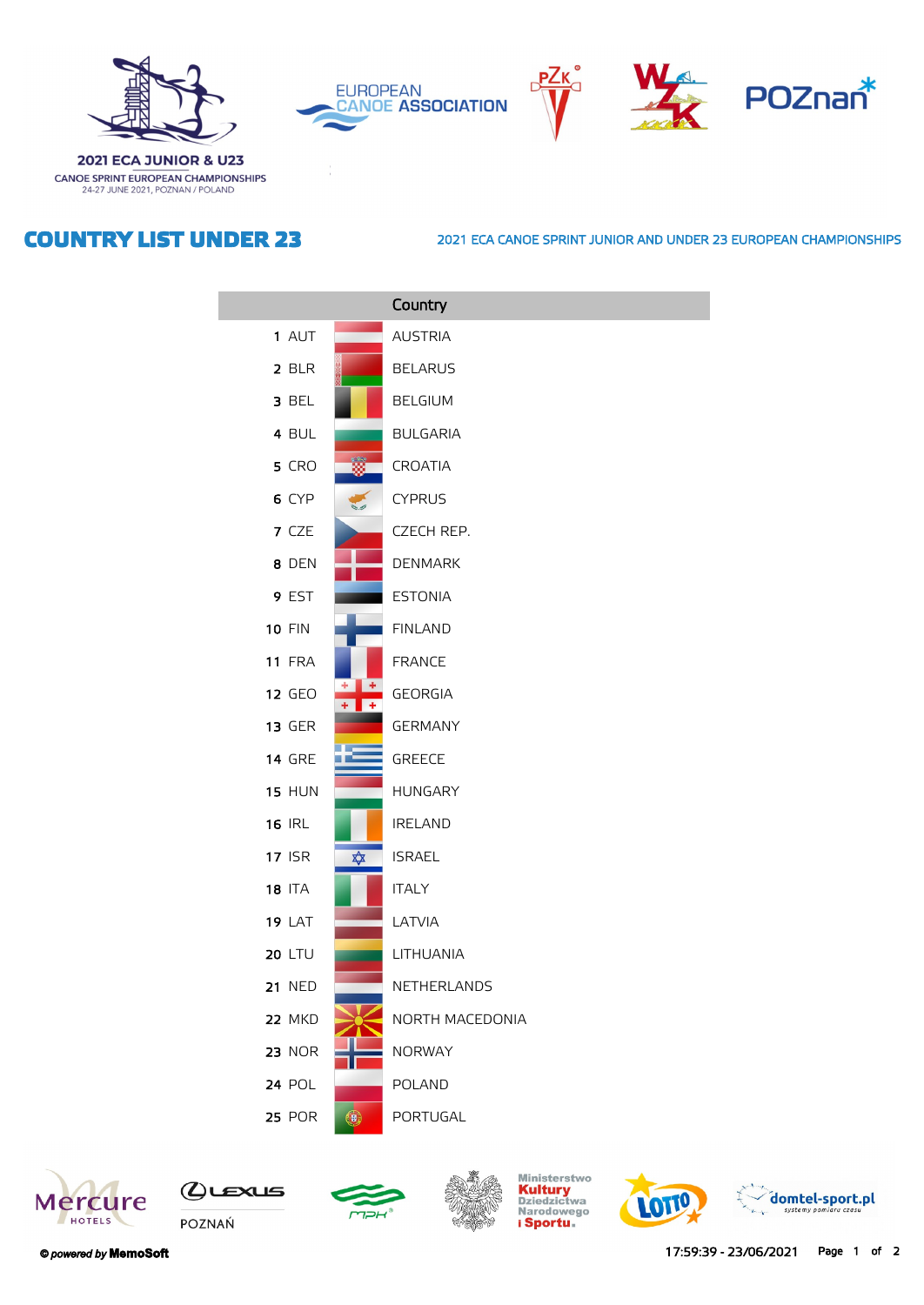2021 ECA JUNIOR & U23
CANOE SPRINT EUROPEAN CHAMPIONSHIPS
24-27 JUNE 2021, POZNAN / POLAND

# COUNTRY LIST UNDER 23

2021 ECA CANOE SPRINT JUNIOR AND UNDER 23 EUROPEAN CHAMPIONSHIPS

| | | Country |
|---|---|---|
| 1 | AUT | AUSTRIA |
| 2 | BLR | BELARUS |
| 3 | BEL | BELGIUM |
| 4 | BUL | BULGARIA |
| 5 | CRO | CROATIA |
| 6 | CYP | CYPRUS |
| 7 | CZE | CZECH REP. |
| 8 | DEN | DENMARK |
| 9 | EST | ESTONIA |
| 10 | FIN | FINLAND |
| 11 | FRA | FRANCE |
| 12 | GEO | GEORGIA |
| 13 | GER | GERMANY |
| 14 | GRE | GREECE |
| 15 | HUN | HUNGARY |
| 16 | IRL | IRELAND |
| 17 | ISR | ISRAEL |
| 18 | ITA | ITALY |
| 19 | LAT | LATVIA |
| 20 | LTU | LITHUANIA |
| 21 | NED | NETHERLANDS |
| 22 | MKD | NORTH MACEDONIA |
| 23 | NOR | NORWAY |
| 24 | POL | POLAND |
| 25 | POR | PORTUGAL |

© powered by MemoSoft

17:59:39 - 23/06/2021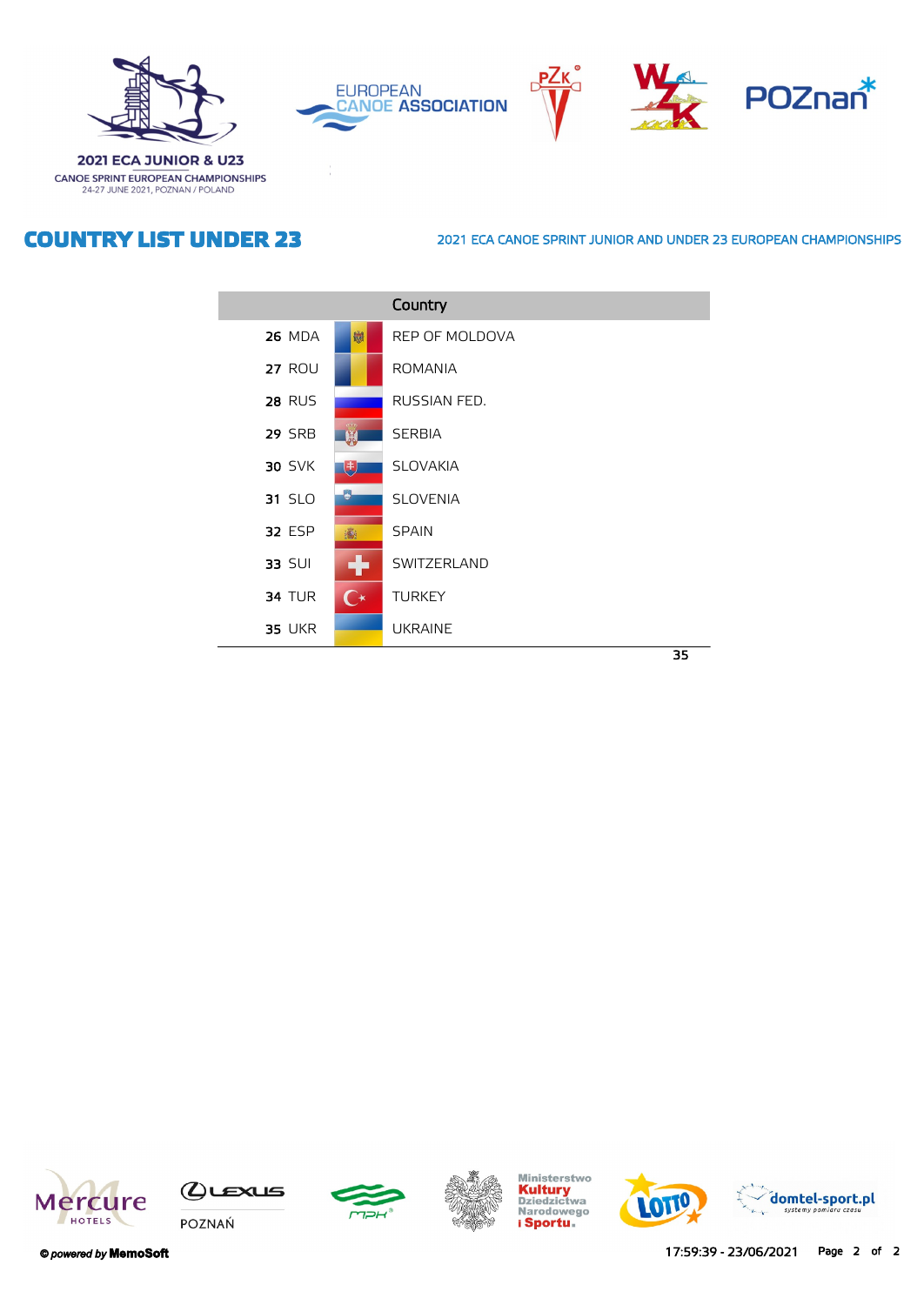2021 ECA JUNIOR & U23
CANOE SPRINT EUROPEAN CHAMPIONSHIPS
24-27 JUNE 2021, POZNAN / POLAND

# COUNTRY LIST UNDER 23

2021 ECA CANOE SPRINT JUNIOR AND UNDER 23 EUROPEAN CHAMPIONSHIPS

| | | Country |
|---|---|---|
| 26 | MDA | REP OF MOLDOVA |
| 27 | ROU | ROMANIA |
| 28 | RUS | RUSSIAN FED. |
| 29 | SRB | SERBIA |
| 30 | SVK | SLOVAKIA |
| 31 | SLO | SLOVENIA |
| 32 | ESP | SPAIN |
| 33 | SUI | SWITZERLAND |
| 34 | TUR | TURKEY |
| 35 | UKR | UKRAINE |

35

© powered by MemoSoft

17:59:39 - 23/06/2021